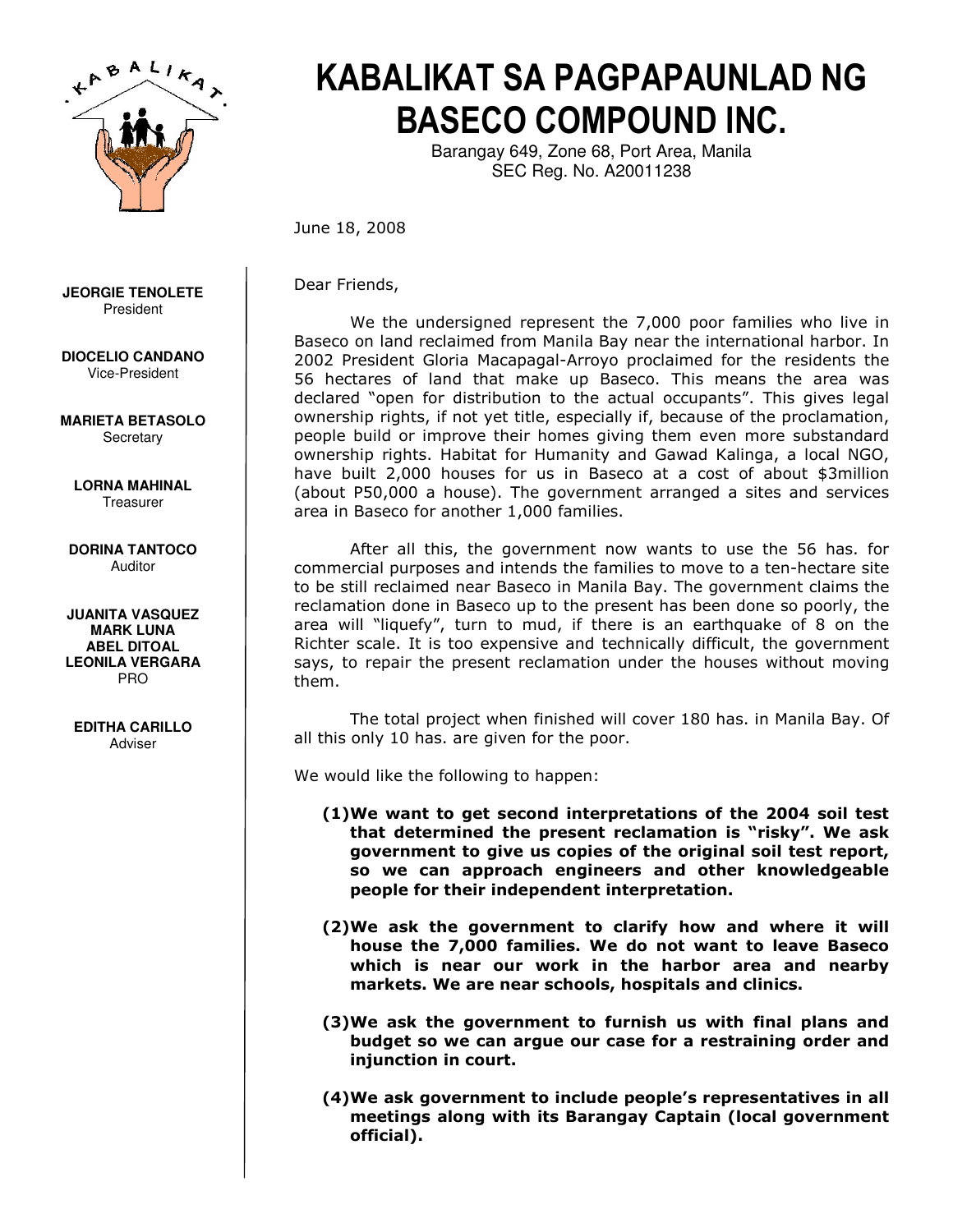# KABALIKAT SA PAGPAPAUNLAD NG BASECO COMPOUND INC.

Barangay 649, Zone 68, Port Area, Manila
SEC Reg. No. A20011238

**JEORGIE TENOLETE**
President

**DIOCELIO CANDANO**
Vice-President

**MARIETA BETASOLO**
Secretary

**LORNA MAHINAL**
Treasurer

**DORINA TANTOCO**
Auditor

**JUANITA VASQUEZ**
**MARK LUNA**
**ABEL DITOAL**
**LEONILA VERGARA**
PRO

**EDITHA CARILLO**
Adviser

June 18, 2008

Dear Friends,

We the undersigned represent the 7,000 poor families who live in Baseco on land reclaimed from Manila Bay near the international harbor. In 2002 President Gloria Macapagal-Arroyo proclaimed for the residents the 56 hectares of land that make up Baseco. This means the area was declared "open for distribution to the actual occupants". This gives legal ownership rights, if not yet title, especially if, because of the proclamation, people build or improve their homes giving them even more substandard ownership rights. Habitat for Humanity and Gawad Kalinga, a local NGO, have built 2,000 houses for us in Baseco at a cost of about $3million (about P50,000 a house). The government arranged a sites and services area in Baseco for another 1,000 families.

After all this, the government now wants to use the 56 has. for commercial purposes and intends the families to move to a ten-hectare site to be still reclaimed near Baseco in Manila Bay. The government claims the reclamation done in Baseco up to the present has been done so poorly, the area will "liquefy", turn to mud, if there is an earthquake of 8 on the Richter scale. It is too expensive and technically difficult, the government says, to repair the present reclamation under the houses without moving them.

The total project when finished will cover 180 has. in Manila Bay. Of all this only 10 has. are given for the poor.

We would like the following to happen:

**(1) We want to get second interpretations of the 2004 soil test that determined the present reclamation is "risky". We ask government to give us copies of the original soil test report, so we can approach engineers and other knowledgeable people for their independent interpretation.**

**(2) We ask the government to clarify how and where it will house the 7,000 families. We do not want to leave Baseco which is near our work in the harbor area and nearby markets. We are near schools, hospitals and clinics.**

**(3) We ask the government to furnish us with final plans and budget so we can argue our case for a restraining order and injunction in court.**

**(4) We ask government to include people's representatives in all meetings along with its Barangay Captain (local government official).**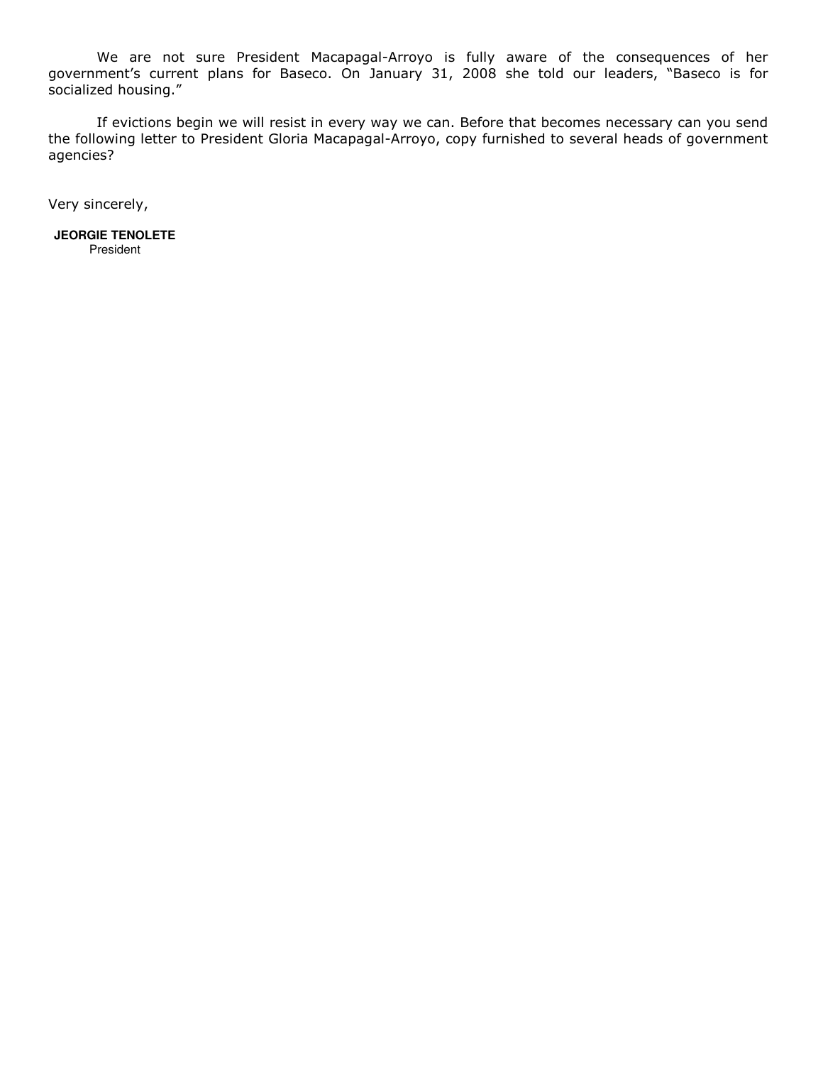We are not sure President Macapagal-Arroyo is fully aware of the consequences of her government's current plans for Baseco. On January 31, 2008 she told our leaders, "Baseco is for socialized housing."

If evictions begin we will resist in every way we can. Before that becomes necessary can you send the following letter to President Gloria Macapagal-Arroyo, copy furnished to several heads of government agencies?

Very sincerely,

**JEORGIE TENOLETE**
President